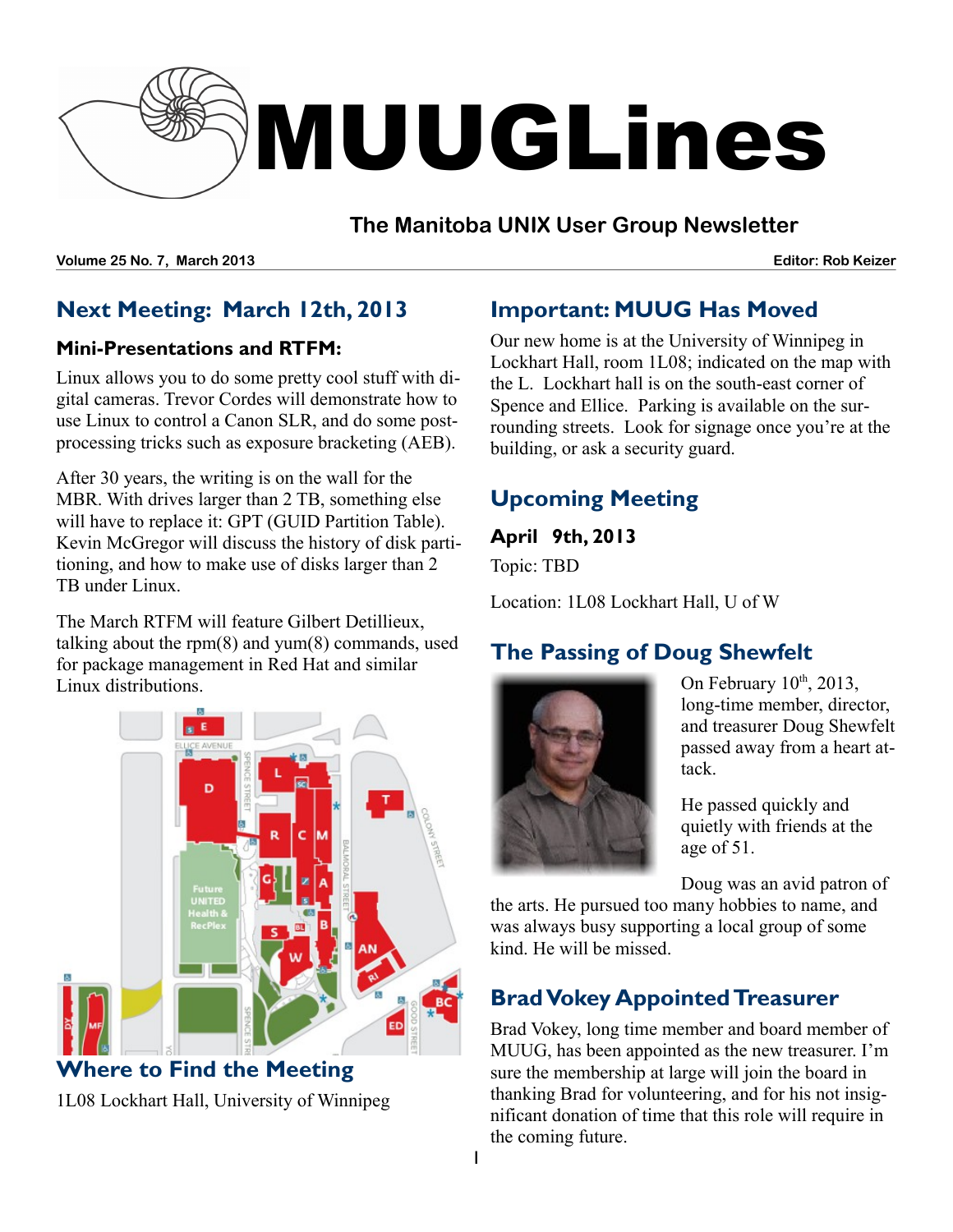# MUUGLines

## The Manitoba UNIX User Group Newsletter

**Volume 25 No. 7, March 2013** **Editor: Rob Keizer**

## Next Meeting: March 12th, 2013

### Mini-Presentations and RTFM:

Linux allows you to do some pretty cool stuff with digital cameras. Trevor Cordes will demonstrate how to use Linux to control a Canon SLR, and do some post-processing tricks such as exposure bracketing (AEB).

After 30 years, the writing is on the wall for the MBR. With drives larger than 2 TB, something else will have to replace it: GPT (GUID Partition Table). Kevin McGregor will discuss the history of disk partitioning, and how to make use of disks larger than 2 TB under Linux.

The March RTFM will feature Gilbert Detillieux, talking about the rpm(8) and yum(8) commands, used for package management in Red Hat and similar Linux distributions.

## Where to Find the Meeting

1L08 Lockhart Hall, University of Winnipeg

## Important: MUUG Has Moved

Our new home is at the University of Winnipeg in Lockhart Hall, room 1L08; indicated on the map with the L. Lockhart hall is on the south-east corner of Spence and Ellice. Parking is available on the surrounding streets. Look for signage once you're at the building, or ask a security guard.

## Upcoming Meeting

### April 9th, 2013

Topic: TBD

Location: 1L08 Lockhart Hall, U of W

## The Passing of Doug Shewfelt

On February 10th, 2013, long-time member, director, and treasurer Doug Shewfelt passed away from a heart attack.

He passed quickly and quietly with friends at the age of 51.

Doug was an avid patron of the arts. He pursued too many hobbies to name, and was always busy supporting a local group of some kind. He will be missed.

## Brad Vokey Appointed Treasurer

Brad Vokey, long time member and board member of MUUG, has been appointed as the new treasurer. I'm sure the membership at large will join the board in thanking Brad for volunteering, and for his not insignificant donation of time that this role will require in the coming future.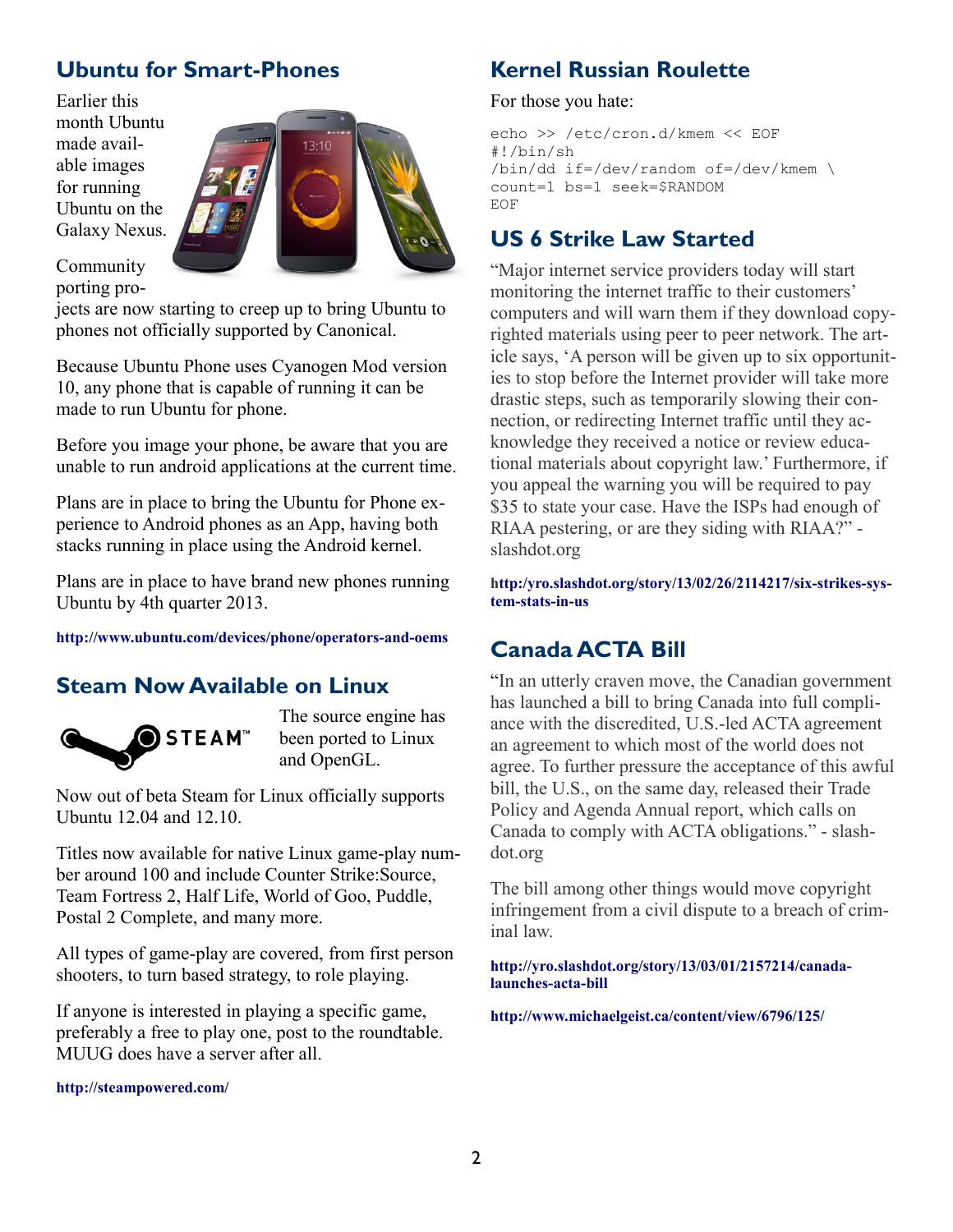## Ubuntu for Smart-Phones

Earlier this month Ubuntu made available images for running Ubuntu on the Galaxy Nexus.

Community porting projects are now starting to creep up to bring Ubuntu to phones not officially supported by Canonical.

Because Ubuntu Phone uses Cyanogen Mod version 10, any phone that is capable of running it can be made to run Ubuntu for phone.

Before you image your phone, be aware that you are unable to run android applications at the current time.

Plans are in place to bring the Ubuntu for Phone experience to Android phones as an App, having both stacks running in place using the Android kernel.

Plans are in place to have brand new phones running Ubuntu by 4th quarter 2013.

**http://www.ubuntu.com/devices/phone/operators-and-oems**

## Steam Now Available on Linux

The source engine has been ported to Linux and OpenGL.

Now out of beta Steam for Linux officially supports Ubuntu 12.04 and 12.10.

Titles now available for native Linux game-play number around 100 and include Counter Strike:Source, Team Fortress 2, Half Life, World of Goo, Puddle, Postal 2 Complete, and many more.

All types of game-play are covered, from first person shooters, to turn based strategy, to role playing.

If anyone is interested in playing a specific game, preferably a free to play one, post to the roundtable. MUUG does have a server after all.

**http://steampowered.com/**

## Kernel Russian Roulette

For those you hate:

```
echo >> /etc/cron.d/kmem << EOF
#!/bin/sh
/bin/dd if=/dev/random of=/dev/kmem \
count=1 bs=1 seek=$RANDOM
EOF
```

## US 6 Strike Law Started

"Major internet service providers today will start monitoring the internet traffic to their customers' computers and will warn them if they download copyrighted materials using peer to peer network. The article says, 'A person will be given up to six opportunities to stop before the Internet provider will take more drastic steps, such as temporarily slowing their connection, or redirecting Internet traffic until they acknowledge they received a notice or review educational materials about copyright law.' Furthermore, if you appeal the warning you will be required to pay $35 to state your case. Have the ISPs had enough of RIAA pestering, or are they siding with RIAA?" - slashdot.org

**http:/yro.slashdot.org/story/13/02/26/2114217/six-strikes-system-stats-in-us**

## Canada ACTA Bill

"In an utterly craven move, the Canadian government has launched a bill to bring Canada into full compliance with the discredited, U.S.-led ACTA agreement an agreement to which most of the world does not agree. To further pressure the acceptance of this awful bill, the U.S., on the same day, released their Trade Policy and Agenda Annual report, which calls on Canada to comply with ACTA obligations." - slashdot.org

The bill among other things would move copyright infringement from a civil dispute to a breach of criminal law.

**http://yro.slashdot.org/story/13/03/01/2157214/canada-launches-acta-bill**

**http://www.michaelgeist.ca/content/view/6796/125/**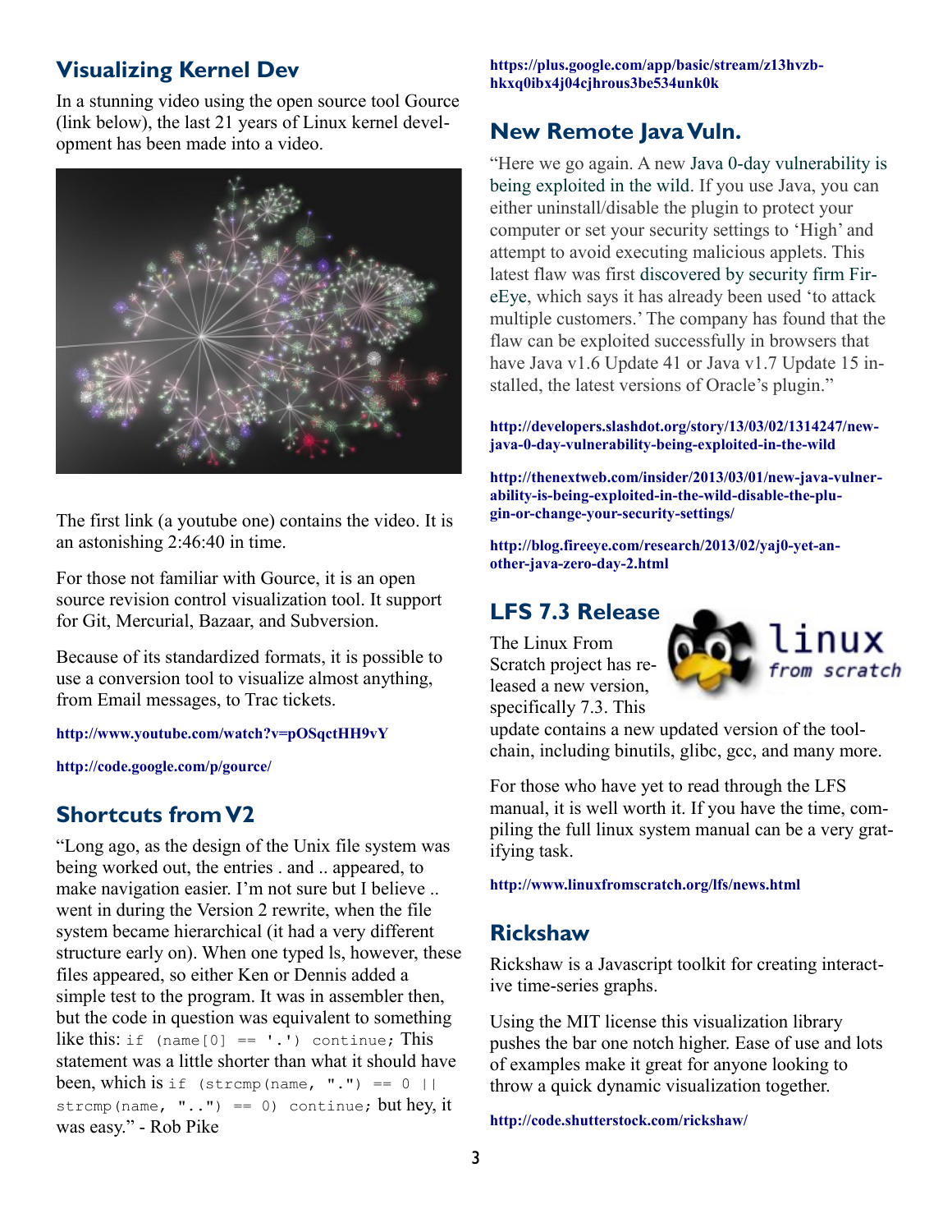## Visualizing Kernel Dev

In a stunning video using the open source tool Gource (link below), the last 21 years of Linux kernel development has been made into a video.

The first link (a youtube one) contains the video. It is an astonishing 2:46:40 in time.

For those not familiar with Gource, it is an open source revision control visualization tool. It support for Git, Mercurial, Bazaar, and Subversion.

Because of its standardized formats, it is possible to use a conversion tool to visualize almost anything, from Email messages, to Trac tickets.

**http://www.youtube.com/watch?v=pOSqctHH9vY**

**http://code.google.com/p/gource/**

## Shortcuts from V2

"Long ago, as the design of the Unix file system was being worked out, the entries . and .. appeared, to make navigation easier. I'm not sure but I believe .. went in during the Version 2 rewrite, when the file system became hierarchical (it had a very different structure early on). When one typed ls, however, these files appeared, so either Ken or Dennis added a simple test to the program. It was in assembler then, but the code in question was equivalent to something like this: `if (name[0] == '.') continue;` This statement was a little shorter than what it should have been, which is `if (strcmp(name, ".") == 0 || strcmp(name, "..") == 0) continue;` but hey, it was easy." - Rob Pike

**https://plus.google.com/app/basic/stream/z13hvzbhkxq0ibx4j04cjhrous3be534unk0k**

## New Remote Java Vuln.

"Here we go again. A new Java 0-day vulnerability is being exploited in the wild. If you use Java, you can either uninstall/disable the plugin to protect your computer or set your security settings to 'High' and attempt to avoid executing malicious applets. This latest flaw was first discovered by security firm FireEye, which says it has already been used 'to attack multiple customers.' The company has found that the flaw can be exploited successfully in browsers that have Java v1.6 Update 41 or Java v1.7 Update 15 installed, the latest versions of Oracle's plugin."

**http://developers.slashdot.org/story/13/03/02/1314247/new-java-0-day-vulnerability-being-exploited-in-the-wild**

**http://thenextweb.com/insider/2013/03/01/new-java-vulnerability-is-being-exploited-in-the-wild-disable-the-plugin-or-change-your-security-settings/**

**http://blog.fireeye.com/research/2013/02/yaj0-yet-another-java-zero-day-2.html**

## LFS 7.3 Release

The Linux From Scratch project has released a new version, specifically 7.3. This update contains a new updated version of the toolchain, including binutils, glibc, gcc, and many more.

For those who have yet to read through the LFS manual, it is well worth it. If you have the time, compiling the full linux system manual can be a very gratifying task.

**http://www.linuxfromscratch.org/lfs/news.html**

## Rickshaw

Rickshaw is a Javascript toolkit for creating interactive time-series graphs.

Using the MIT license this visualization library pushes the bar one notch higher. Ease of use and lots of examples make it great for anyone looking to throw a quick dynamic visualization together.

**http://code.shutterstock.com/rickshaw/**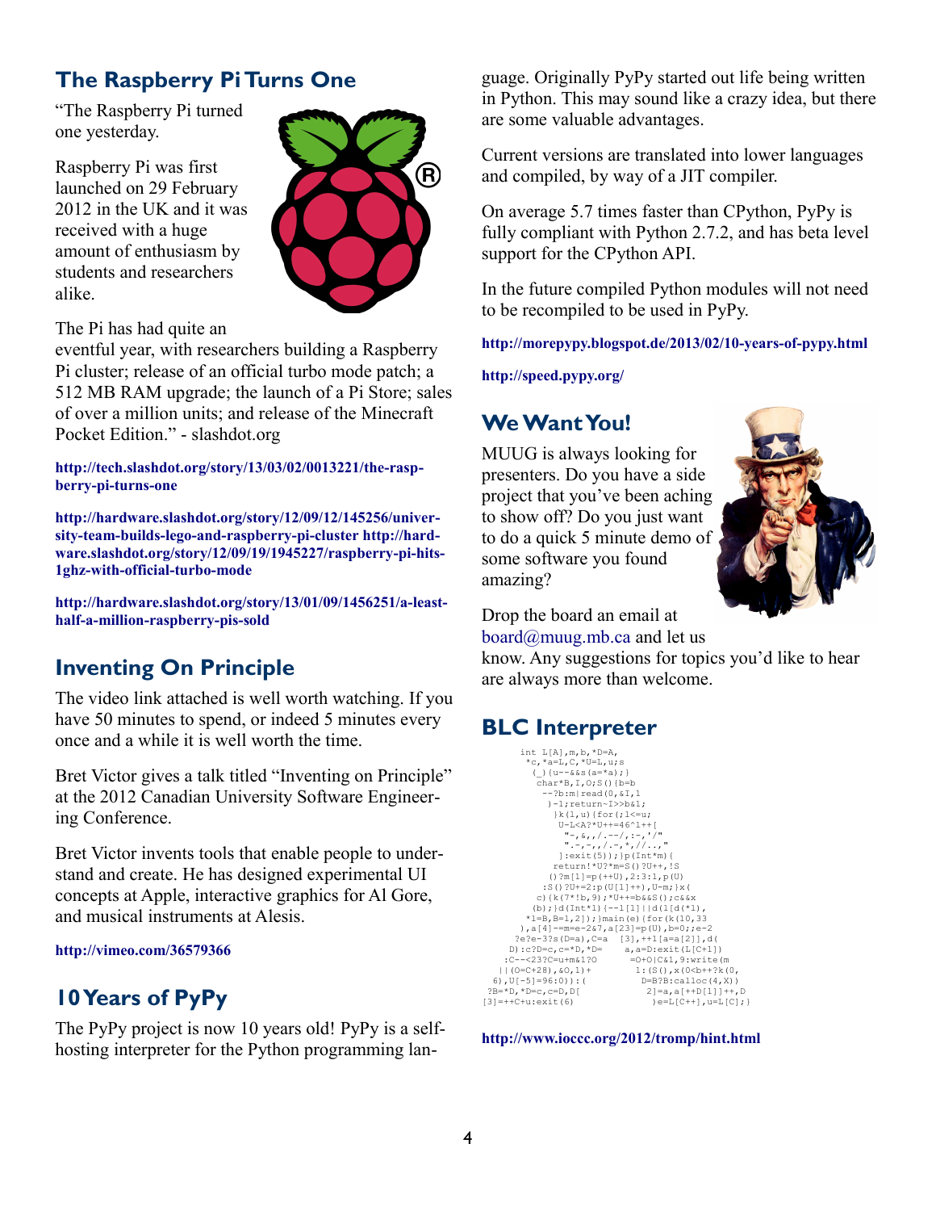## The Raspberry Pi Turns One

"The Raspberry Pi turned one yesterday.

Raspberry Pi was first launched on 29 February 2012 in the UK and it was received with a huge amount of enthusiasm by students and researchers alike.

The Pi has had quite an eventful year, with researchers building a Raspberry Pi cluster; release of an official turbo mode patch; a 512 MB RAM upgrade; the launch of a Pi Store; sales of over a million units; and release of the Minecraft Pocket Edition." - slashdot.org

**http://tech.slashdot.org/story/13/03/02/0013221/the-raspberry-pi-turns-one**

**http://hardware.slashdot.org/story/12/09/12/145256/university-team-builds-lego-and-raspberry-pi-cluster http://hardware.slashdot.org/story/12/09/19/1945227/raspberry-pi-hits-1ghz-with-official-turbo-mode**

**http://hardware.slashdot.org/story/13/01/09/1456251/a-least-half-a-million-raspberry-pis-sold**

## Inventing On Principle

The video link attached is well worth watching. If you have 50 minutes to spend, or indeed 5 minutes every once and a while it is well worth the time.

Bret Victor gives a talk titled "Inventing on Principle" at the 2012 Canadian University Software Engineering Conference.

Bret Victor invents tools that enable people to understand and create. He has designed experimental UI concepts at Apple, interactive graphics for Al Gore, and musical instruments at Alesis.

**http://vimeo.com/36579366**

## 10 Years of PyPy

The PyPy project is now 10 years old! PyPy is a self-hosting interpreter for the Python programming language. Originally PyPy started out life being written in Python. This may sound like a crazy idea, but there are some valuable advantages.

Current versions are translated into lower languages and compiled, by way of a JIT compiler.

On average 5.7 times faster than CPython, PyPy is fully compliant with Python 2.7.2, and has beta level support for the CPython API.

In the future compiled Python modules will not need to be recompiled to be used in PyPy.

**http://morepypy.blogspot.de/2013/02/10-years-of-pypy.html**

**http://speed.pypy.org/**

## We Want You!

MUUG is always looking for presenters. Do you have a side project that you've been aching to show off? Do you just want to do a quick 5 minute demo of some software you found amazing?

Drop the board an email at board@muug.mb.ca and let us know. Any suggestions for topics you'd like to hear are always more than welcome.

## BLC Interpreter

```
      int L[A],m,b,*D=A,
       *c,*a=L,C,*U=L,u;s
        (_){u--&&s(a=*a);}
         char*B,I,O;S(){b=b
          --?b:m|read(0,&I,1
           )-1;return~I>>b&1;
            }k(l,u){for(;l<=u;
             U-L<A?*U++=46^l++[
              "-,&,,/.--/,:-,'/"
               ".-,-,,/.-,*,//..,"
            ]:exit(5));}p(Int*m){
           return!*U?*m=S()?U++,!S
          ()?m[1]=p(++U),2:3:1,p(U)
         :S()?U+=2:p(U[1]++),U-m;}x(
        c){k(7*!b,9);*U++=b&&S();c&&x
       (b);}d(Int*l){--l[1]||d(l[d(*l),
      *l=B,B=l,2]);}main(e){for(k(10,33
     ),a[4]-=m=e-2&7,a[23]=p(U),b=0;;e-2
    ?e?e-3?s(D=a),C=a  [3],++1[a=a[2]],d(
   D):c?D=c,c=*D,*D=    a,a=D:exit(L[C+1])
  :C--<23?C=u+m&1?O      =O+O|C&1,9:write(m
 ||(O=C+28),&O,1)+        1:(S(),x(0<b++?k(0,
6),U[-5]=96:0)):(          D=B?B:calloc(4,X))
?B=*D,*D=c,c=D,D[           2]=a,a[++D[1]]++,D
[3]=++C+u:exit(6)            )e=L[C++],u=L[C];}
```

**http://www.ioccc.org/2012/tromp/hint.html**